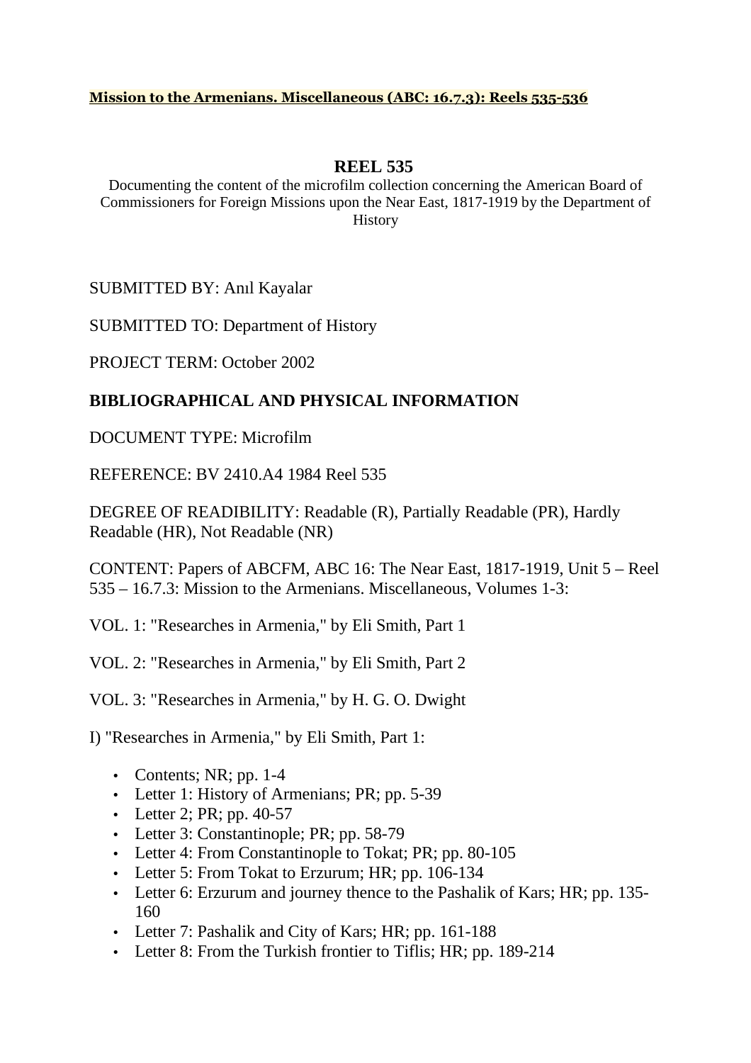**Mission to the Armenians. Miscellaneous (ABC: 16.7.3): Reels 535-536**

## REEL 535

Documenting the content of the microfilm collection concerning the American Board of Commissioners for Foreign Missions upon the Near East, 1817-1919 by the Department of History

SUBMITTED BY: Anıl Kayalar

SUBMITTED TO: Department of History

PROJECT TERM: October 2002

### BIBLIOGRAPHICAL AND PHYSICAL INFORMATION

DOCUMENT TYPE: Microfilm

REFERENCE: BV 2410.A4 1984 Reel 535

DEGREE OF READIBILITY: Readable (R), Partially Readable (PR), Hardly Readable (HR), Not Readable (NR)

CONTENT: Papers of ABCFM, ABC 16: The Near East, 1817-1919, Unit 5 – Reel 535 – 16.7.3: Mission to the Armenians. Miscellaneous, Volumes 1-3:

VOL. 1: "Researches in Armenia," by Eli Smith, Part 1

VOL. 2: "Researches in Armenia," by Eli Smith, Part 2

VOL. 3: "Researches in Armenia," by H. G. O. Dwight

I) "Researches in Armenia," by Eli Smith, Part 1:

- Contents; NR; pp. 1-4
- Letter 1: History of Armenians; PR; pp. 5-39
- Letter 2; PR; pp. 40-57
- Letter 3: Constantinople; PR; pp. 58-79
- Letter 4: From Constantinople to Tokat; PR; pp. 80-105
- Letter 5: From Tokat to Erzurum; HR; pp. 106-134
- Letter 6: Erzurum and journey thence to the Pashalik of Kars; HR; pp. 135-160
- Letter 7: Pashalik and City of Kars; HR; pp. 161-188
- Letter 8: From the Turkish frontier to Tiflis; HR; pp. 189-214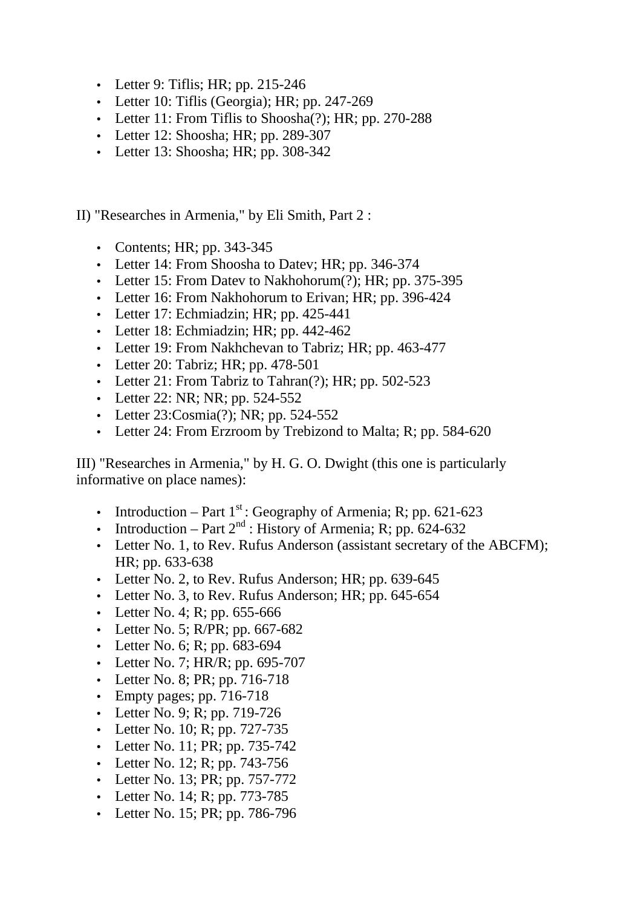- Letter 9: Tiflis; HR; pp. 215-246
- Letter 10: Tiflis (Georgia); HR; pp. 247-269
- Letter 11: From Tiflis to Shoosha(?); HR; pp. 270-288
- Letter 12: Shoosha; HR; pp. 289-307
- Letter 13: Shoosha; HR; pp. 308-342

II) "Researches in Armenia," by Eli Smith, Part 2 :

- Contents; HR; pp. 343-345
- Letter 14: From Shoosha to Datev; HR; pp. 346-374
- Letter 15: From Datev to Nakhohorum(?); HR; pp. 375-395
- Letter 16: From Nakhohorum to Erivan; HR; pp. 396-424
- Letter 17: Echmiadzin; HR; pp. 425-441
- Letter 18: Echmiadzin; HR; pp. 442-462
- Letter 19: From Nakhchevan to Tabriz; HR; pp. 463-477
- Letter 20: Tabriz; HR; pp. 478-501
- Letter 21: From Tabriz to Tahran(?); HR; pp. 502-523
- Letter 22: NR; NR; pp. 524-552
- Letter 23:Cosmia(?); NR; pp. 524-552
- Letter 24: From Erzroom by Trebizond to Malta; R; pp. 584-620

III) "Researches in Armenia," by H. G. O. Dwight (this one is particularly informative on place names):

- Introduction – Part 1st : Geography of Armenia; R; pp. 621-623
- Introduction – Part 2nd : History of Armenia; R; pp. 624-632
- Letter No. 1, to Rev. Rufus Anderson (assistant secretary of the ABCFM); HR; pp. 633-638
- Letter No. 2, to Rev. Rufus Anderson; HR; pp. 639-645
- Letter No. 3, to Rev. Rufus Anderson; HR; pp. 645-654
- Letter No. 4; R; pp. 655-666
- Letter No. 5; R/PR; pp. 667-682
- Letter No. 6; R; pp. 683-694
- Letter No. 7; HR/R; pp. 695-707
- Letter No. 8; PR; pp. 716-718
- Empty pages; pp. 716-718
- Letter No. 9; R; pp. 719-726
- Letter No. 10; R; pp. 727-735
- Letter No. 11; PR; pp. 735-742
- Letter No. 12; R; pp. 743-756
- Letter No. 13; PR; pp. 757-772
- Letter No. 14; R; pp. 773-785
- Letter No. 15; PR; pp. 786-796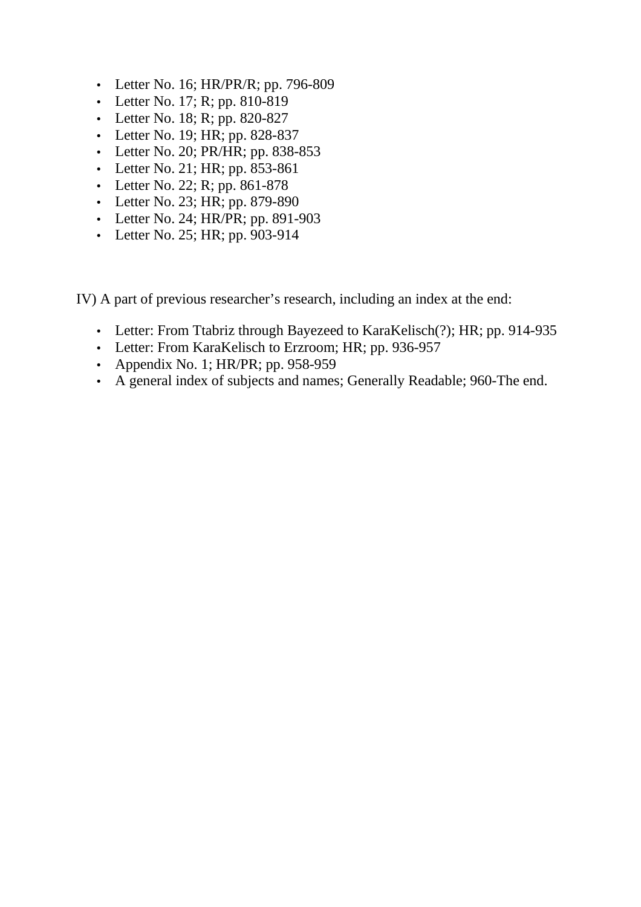- Letter No. 16; HR/PR/R; pp. 796-809
- Letter No. 17; R; pp. 810-819
- Letter No. 18; R; pp. 820-827
- Letter No. 19; HR; pp. 828-837
- Letter No. 20; PR/HR; pp. 838-853
- Letter No. 21; HR; pp. 853-861
- Letter No. 22; R; pp. 861-878
- Letter No. 23; HR; pp. 879-890
- Letter No. 24; HR/PR; pp. 891-903
- Letter No. 25; HR; pp. 903-914

IV) A part of previous researcher's research, including an index at the end:

- Letter: From Ttabriz through Bayezeed to KaraKelisch(?); HR; pp. 914-935
- Letter: From KaraKelisch to Erzroom; HR; pp. 936-957
- Appendix No. 1; HR/PR; pp. 958-959
- A general index of subjects and names; Generally Readable; 960-The end.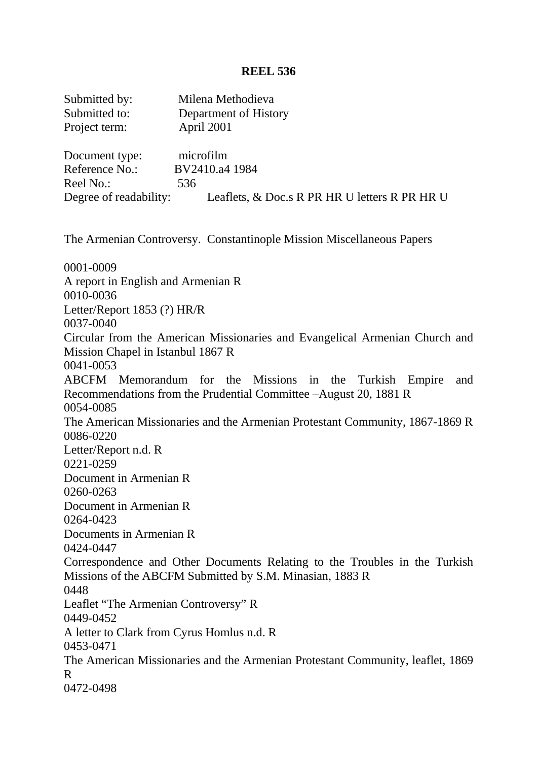**REEL 536**

Submitted by: Milena Methodieva
Submitted to: Department of History
Project term: April 2001

Document type: microfilm
Reference No.: BV2410.a4 1984
Reel No.: 536
Degree of readability: Leaflets, & Doc.s R PR HR U letters R PR HR U

The Armenian Controversy. Constantinople Mission Miscellaneous Papers

0001-0009
A report in English and Armenian R
0010-0036
Letter/Report 1853 (?) HR/R
0037-0040
Circular from the American Missionaries and Evangelical Armenian Church and Mission Chapel in Istanbul 1867 R
0041-0053
ABCFM Memorandum for the Missions in the Turkish Empire and Recommendations from the Prudential Committee –August 20, 1881 R
0054-0085
The American Missionaries and the Armenian Protestant Community, 1867-1869 R
0086-0220
Letter/Report n.d. R
0221-0259
Document in Armenian R
0260-0263
Document in Armenian R
0264-0423
Documents in Armenian R
0424-0447
Correspondence and Other Documents Relating to the Troubles in the Turkish Missions of the ABCFM Submitted by S.M. Minasian, 1883 R
0448
Leaflet "The Armenian Controversy" R
0449-0452
A letter to Clark from Cyrus Homlus n.d. R
0453-0471
The American Missionaries and the Armenian Protestant Community, leaflet, 1869 R
0472-0498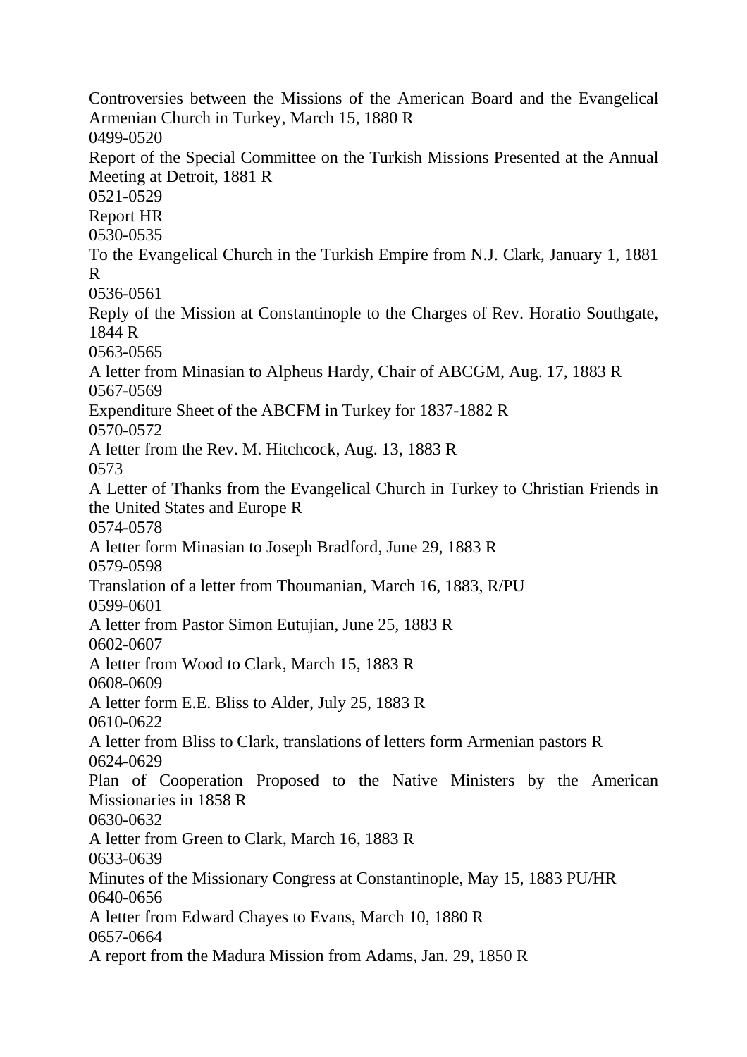Controversies between the Missions of the American Board and the Evangelical Armenian Church in Turkey, March 15, 1880 R

0499-0520

Report of the Special Committee on the Turkish Missions Presented at the Annual Meeting at Detroit, 1881 R

0521-0529

Report HR

0530-0535

To the Evangelical Church in the Turkish Empire from N.J. Clark, January 1, 1881 R

0536-0561

Reply of the Mission at Constantinople to the Charges of Rev. Horatio Southgate, 1844 R

0563-0565

A letter from Minasian to Alpheus Hardy, Chair of ABCGM, Aug. 17, 1883 R

0567-0569

Expenditure Sheet of the ABCFM in Turkey for 1837-1882 R

0570-0572

A letter from the Rev. M. Hitchcock, Aug. 13, 1883 R

0573

A Letter of Thanks from the Evangelical Church in Turkey to Christian Friends in the United States and Europe R

0574-0578

A letter form Minasian to Joseph Bradford, June 29, 1883 R

0579-0598

Translation of a letter from Thoumanian, March 16, 1883, R/PU

0599-0601

A letter from Pastor Simon Eutujian, June 25, 1883 R

0602-0607

A letter from Wood to Clark, March 15, 1883 R

0608-0609

A letter form E.E. Bliss to Alder, July 25, 1883 R

0610-0622

A letter from Bliss to Clark, translations of letters form Armenian pastors R

0624-0629

Plan of Cooperation Proposed to the Native Ministers by the American Missionaries in 1858 R

0630-0632

A letter from Green to Clark, March 16, 1883 R

0633-0639

Minutes of the Missionary Congress at Constantinople, May 15, 1883 PU/HR

0640-0656

A letter from Edward Chayes to Evans, March 10, 1880 R

0657-0664

A report from the Madura Mission from Adams, Jan. 29, 1850 R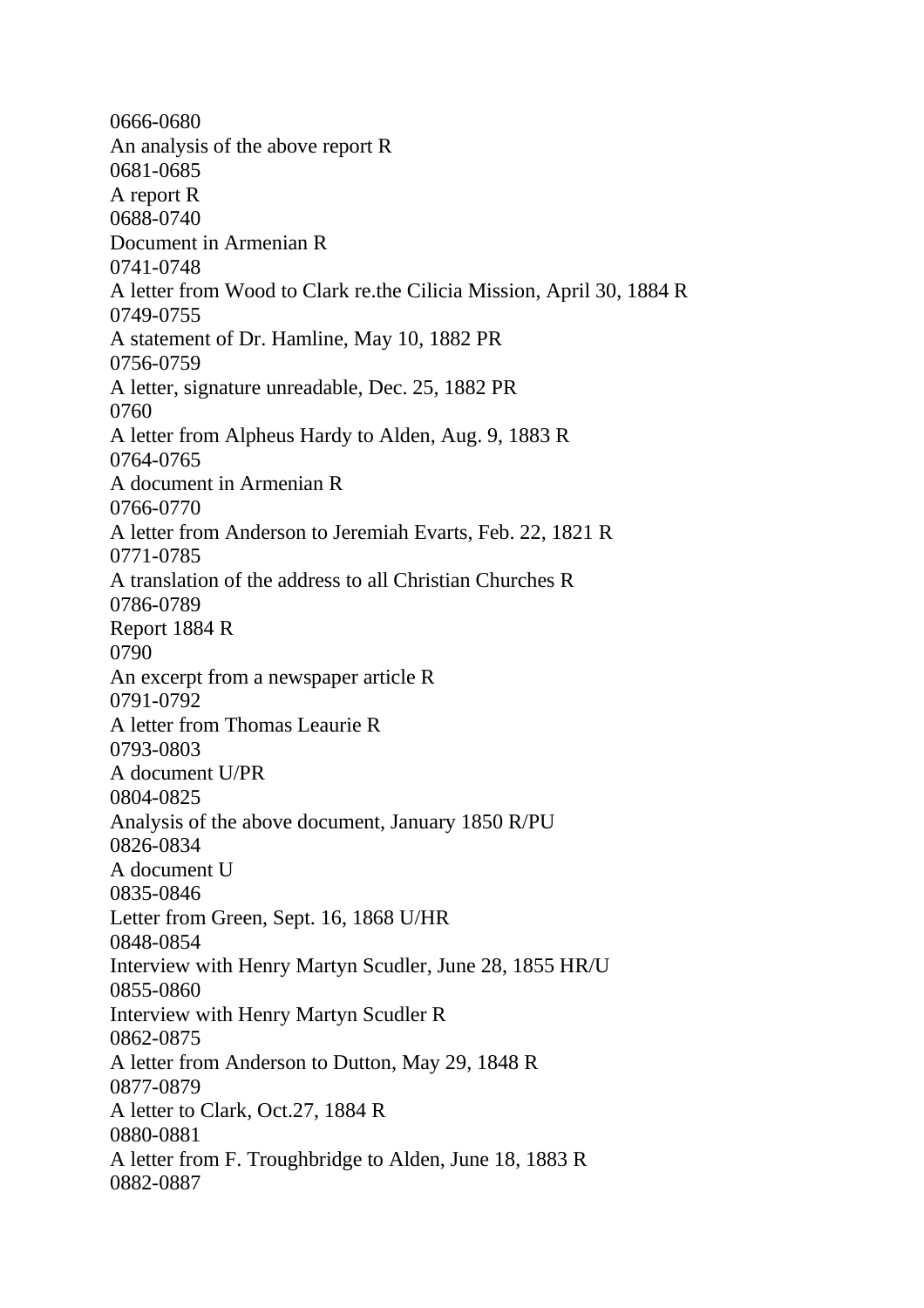0666-0680
An analysis of the above report R
0681-0685
A report R
0688-0740
Document in Armenian R
0741-0748
A letter from Wood to Clark re.the Cilicia Mission, April 30, 1884 R
0749-0755
A statement of Dr. Hamline, May 10, 1882 PR
0756-0759
A letter, signature unreadable, Dec. 25, 1882 PR
0760
A letter from Alpheus Hardy to Alden, Aug. 9, 1883 R
0764-0765
A document in Armenian R
0766-0770
A letter from Anderson to Jeremiah Evarts, Feb. 22, 1821 R
0771-0785
A translation of the address to all Christian Churches R
0786-0789
Report 1884 R
0790
An excerpt from a newspaper article R
0791-0792
A letter from Thomas Leaurie R
0793-0803
A document U/PR
0804-0825
Analysis of the above document, January 1850 R/PU
0826-0834
A document U
0835-0846
Letter from Green, Sept. 16, 1868 U/HR
0848-0854
Interview with Henry Martyn Scudler, June 28, 1855 HR/U
0855-0860
Interview with Henry Martyn Scudler R
0862-0875
A letter from Anderson to Dutton, May 29, 1848 R
0877-0879
A letter to Clark, Oct.27, 1884 R
0880-0881
A letter from F. Troughbridge to Alden, June 18, 1883 R
0882-0887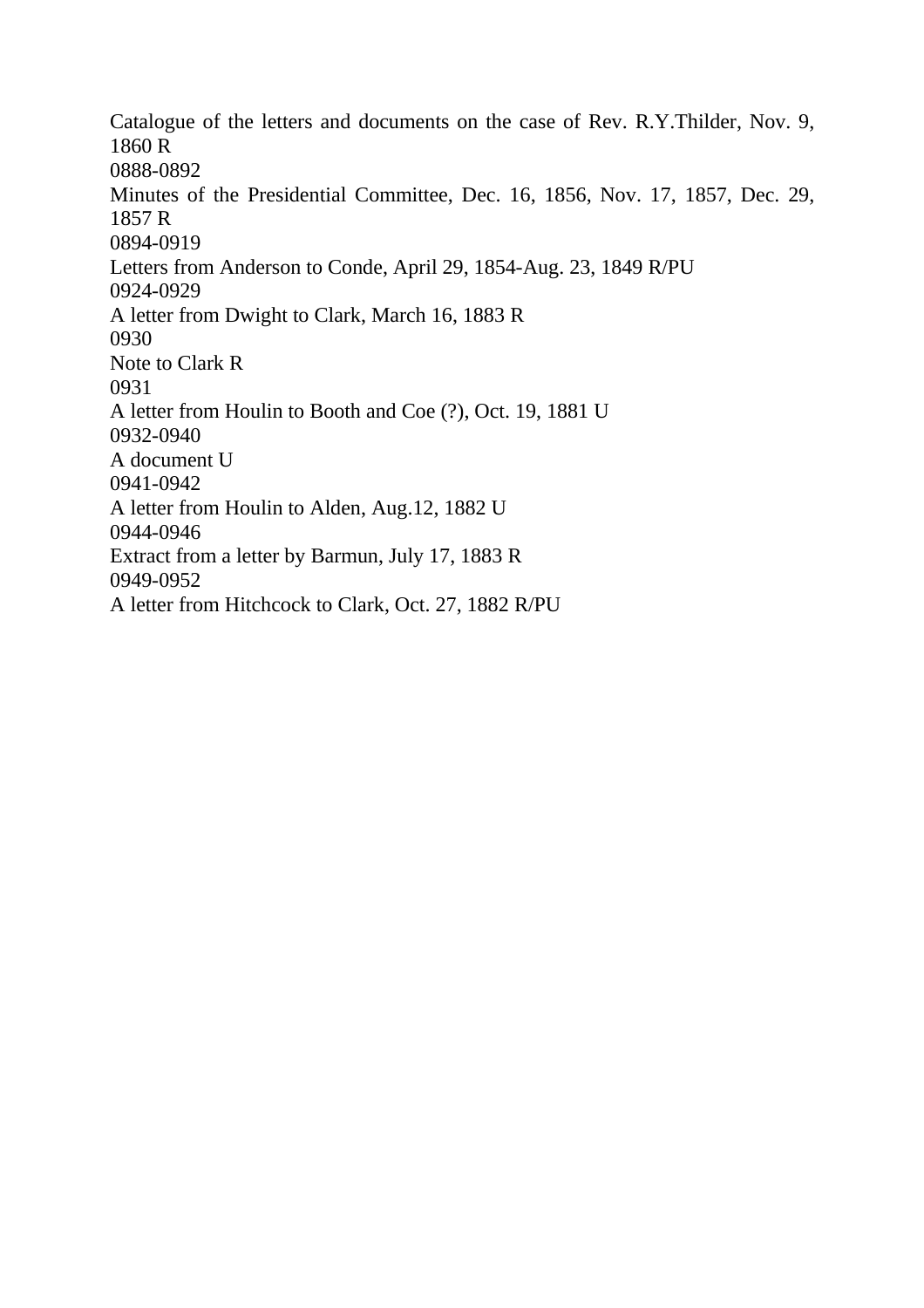Catalogue of the letters and documents on the case of Rev. R.Y.Thilder, Nov. 9, 1860 R

0888-0892

Minutes of the Presidential Committee, Dec. 16, 1856, Nov. 17, 1857, Dec. 29, 1857 R

0894-0919

Letters from Anderson to Conde, April 29, 1854-Aug. 23, 1849 R/PU

0924-0929

A letter from Dwight to Clark, March 16, 1883 R

0930

Note to Clark R

0931

A letter from Houlin to Booth and Coe (?), Oct. 19, 1881 U

0932-0940

A document U

0941-0942

A letter from Houlin to Alden, Aug.12, 1882 U

0944-0946

Extract from a letter by Barmun, July 17, 1883 R

0949-0952

A letter from Hitchcock to Clark, Oct. 27, 1882 R/PU